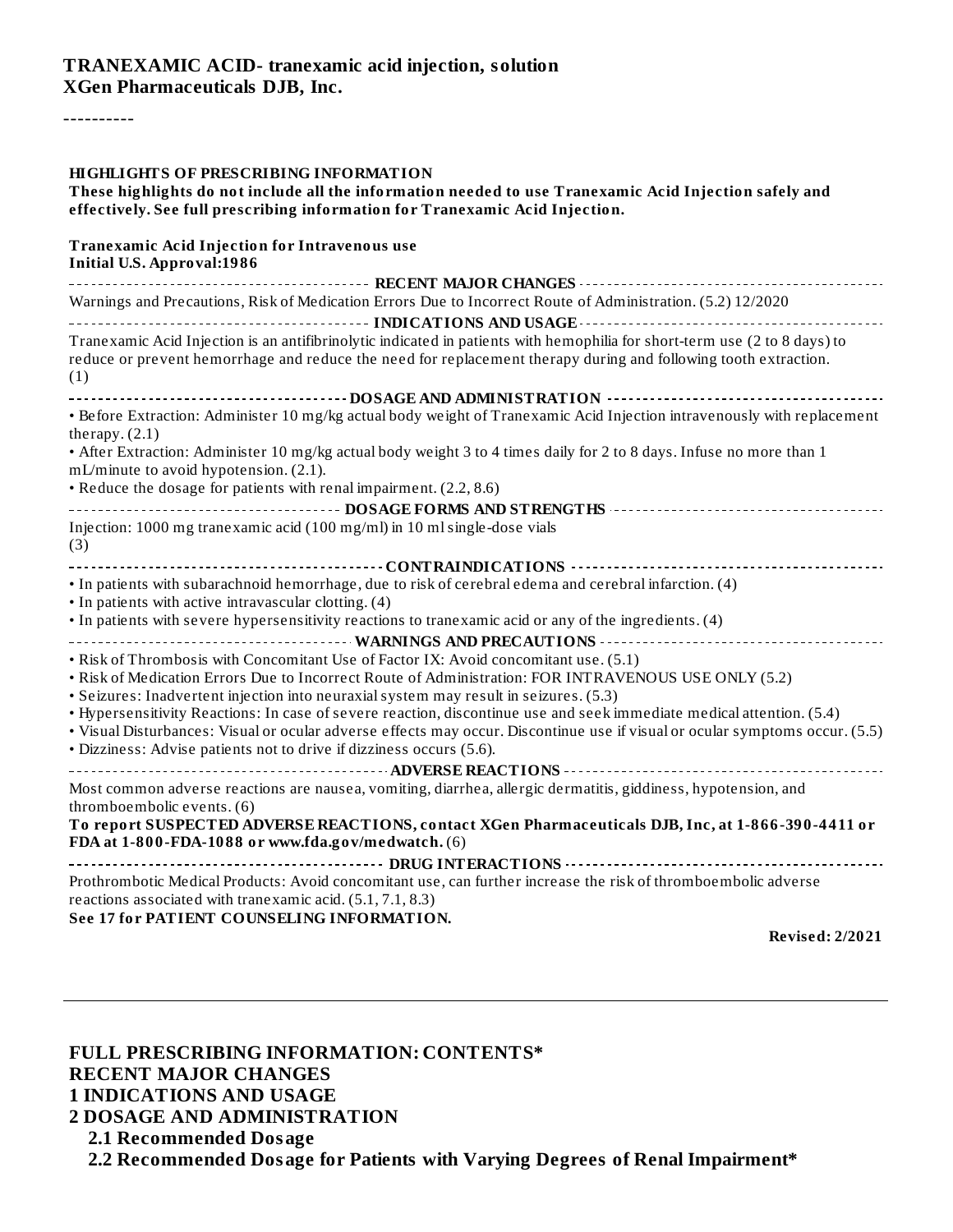# TRANEXAMIC ACID- tranexamic acid injection, solution
**XGen Pharmaceuticals DJB, Inc.**

----------

**HIGHLIGHTS OF PRESCRIBING INFORMATION**

**These highlights do not include all the information needed to use Tranexamic Acid Injection safely and effectively. See full prescribing information for Tranexamic Acid Injection.**

**Tranexamic Acid Injection for Intravenous use**
**Initial U.S. Approval:1986**

**RECENT MAJOR CHANGES**

Warnings and Precautions, Risk of Medication Errors Due to Incorrect Route of Administration. (5.2) 12/2020

**INDICATIONS AND USAGE**

Tranexamic Acid Injection is an antifibrinolytic indicated in patients with hemophilia for short-term use (2 to 8 days) to reduce or prevent hemorrhage and reduce the need for replacement therapy during and following tooth extraction. (1)

**DOSAGE AND ADMINISTRATION**

- Before Extraction: Administer 10 mg/kg actual body weight of Tranexamic Acid Injection intravenously with replacement therapy. (2.1)
- After Extraction: Administer 10 mg/kg actual body weight 3 to 4 times daily for 2 to 8 days. Infuse no more than 1 mL/minute to avoid hypotension. (2.1).
- Reduce the dosage for patients with renal impairment. (2.2, 8.6)

**DOSAGE FORMS AND STRENGTHS**

Injection: 1000 mg tranexamic acid (100 mg/ml) in 10 ml single-dose vials (3)

**CONTRAINDICATIONS**

- In patients with subarachnoid hemorrhage, due to risk of cerebral edema and cerebral infarction. (4)
- In patients with active intravascular clotting. (4)
- In patients with severe hypersensitivity reactions to tranexamic acid or any of the ingredients. (4)

**WARNINGS AND PRECAUTIONS**

- Risk of Thrombosis with Concomitant Use of Factor IX: Avoid concomitant use. (5.1)
- Risk of Medication Errors Due to Incorrect Route of Administration: FOR INTRAVENOUS USE ONLY (5.2)
- Seizures: Inadvertent injection into neuraxial system may result in seizures. (5.3)
- Hypersensitivity Reactions: In case of severe reaction, discontinue use and seek immediate medical attention. (5.4)
- Visual Disturbances: Visual or ocular adverse effects may occur. Discontinue use if visual or ocular symptoms occur. (5.5)
- Dizziness: Advise patients not to drive if dizziness occurs (5.6).

**ADVERSE REACTIONS**

Most common adverse reactions are nausea, vomiting, diarrhea, allergic dermatitis, giddiness, hypotension, and thromboembolic events. (6)

**To report SUSPECTED ADVERSE REACTIONS, contact XGen Pharmaceuticals DJB, Inc, at 1-866-390-4411 or FDA at 1-800-FDA-1088 or www.fda.gov/medwatch.** (6)

**DRUG INTERACTIONS**

Prothrombotic Medical Products: Avoid concomitant use, can further increase the risk of thromboembolic adverse reactions associated with tranexamic acid. (5.1, 7.1, 8.3)

**See 17 for PATIENT COUNSELING INFORMATION.**

**Revised: 2/2021**

---

**FULL PRESCRIBING INFORMATION: CONTENTS***

**RECENT MAJOR CHANGES**

**1 INDICATIONS AND USAGE**

**2 DOSAGE AND ADMINISTRATION**

**2.1 Recommended Dosage**

**2.2 Recommended Dosage for Patients with Varying Degrees of Renal Impairment***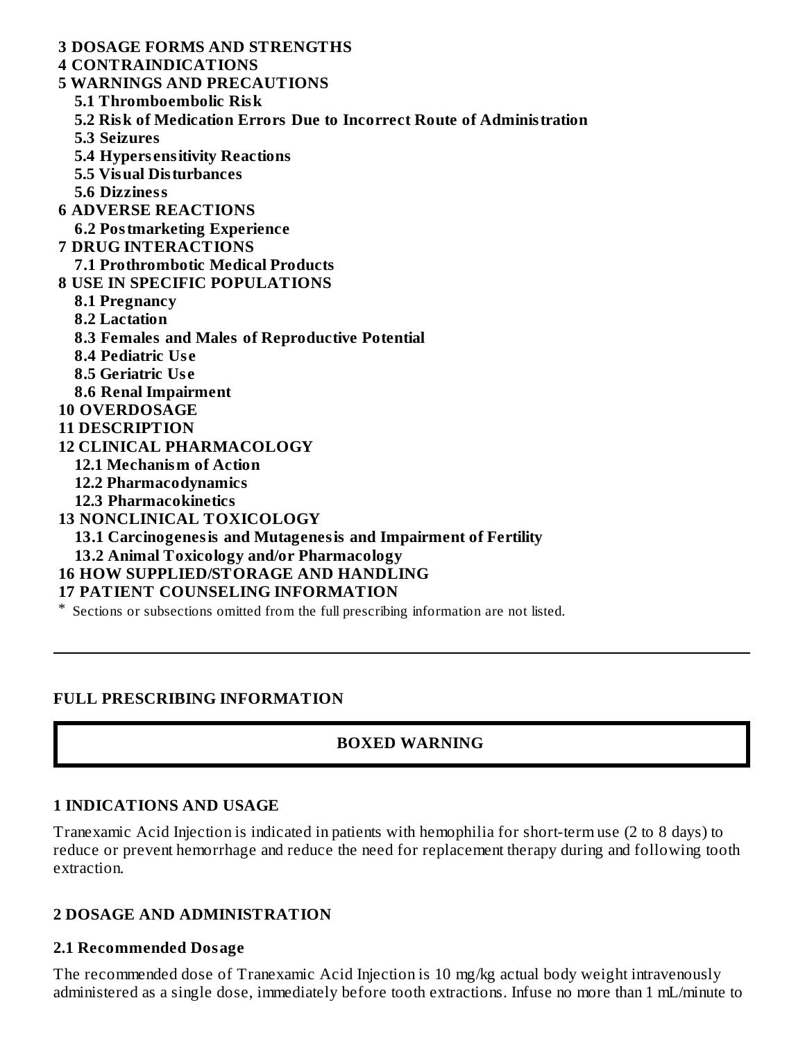**3 DOSAGE FORMS AND STRENGTHS**

**4 CONTRAINDICATIONS**

**5 WARNINGS AND PRECAUTIONS**

- **5.1 Thromboembolic Risk**
- **5.2 Risk of Medication Errors Due to Incorrect Route of Administration**
- **5.3 Seizures**
- **5.4 Hypersensitivity Reactions**
- **5.5 Visual Disturbances**
- **5.6 Dizziness**

**6 ADVERSE REACTIONS**

- **6.2 Postmarketing Experience**

**7 DRUG INTERACTIONS**

- **7.1 Prothrombotic Medical Products**

**8 USE IN SPECIFIC POPULATIONS**

- **8.1 Pregnancy**
- **8.2 Lactation**
- **8.3 Females and Males of Reproductive Potential**
- **8.4 Pediatric Use**
- **8.5 Geriatric Use**
- **8.6 Renal Impairment**

**10 OVERDOSAGE**

**11 DESCRIPTION**

**12 CLINICAL PHARMACOLOGY**

- **12.1 Mechanism of Action**
- **12.2 Pharmacodynamics**
- **12.3 Pharmacokinetics**

**13 NONCLINICAL TOXICOLOGY**

- **13.1 Carcinogenesis and Mutagenesis and Impairment of Fertility**
- **13.2 Animal Toxicology and/or Pharmacology**

**16 HOW SUPPLIED/STORAGE AND HANDLING**

**17 PATIENT COUNSELING INFORMATION**

* Sections or subsections omitted from the full prescribing information are not listed.

---

## FULL PRESCRIBING INFORMATION

**BOXED WARNING**

### 1 INDICATIONS AND USAGE

Tranexamic Acid Injection is indicated in patients with hemophilia for short-term use (2 to 8 days) to reduce or prevent hemorrhage and reduce the need for replacement therapy during and following tooth extraction.

### 2 DOSAGE AND ADMINISTRATION

#### 2.1 Recommended Dosage

The recommended dose of Tranexamic Acid Injection is 10 mg/kg actual body weight intravenously administered as a single dose, immediately before tooth extractions. Infuse no more than 1 mL/minute to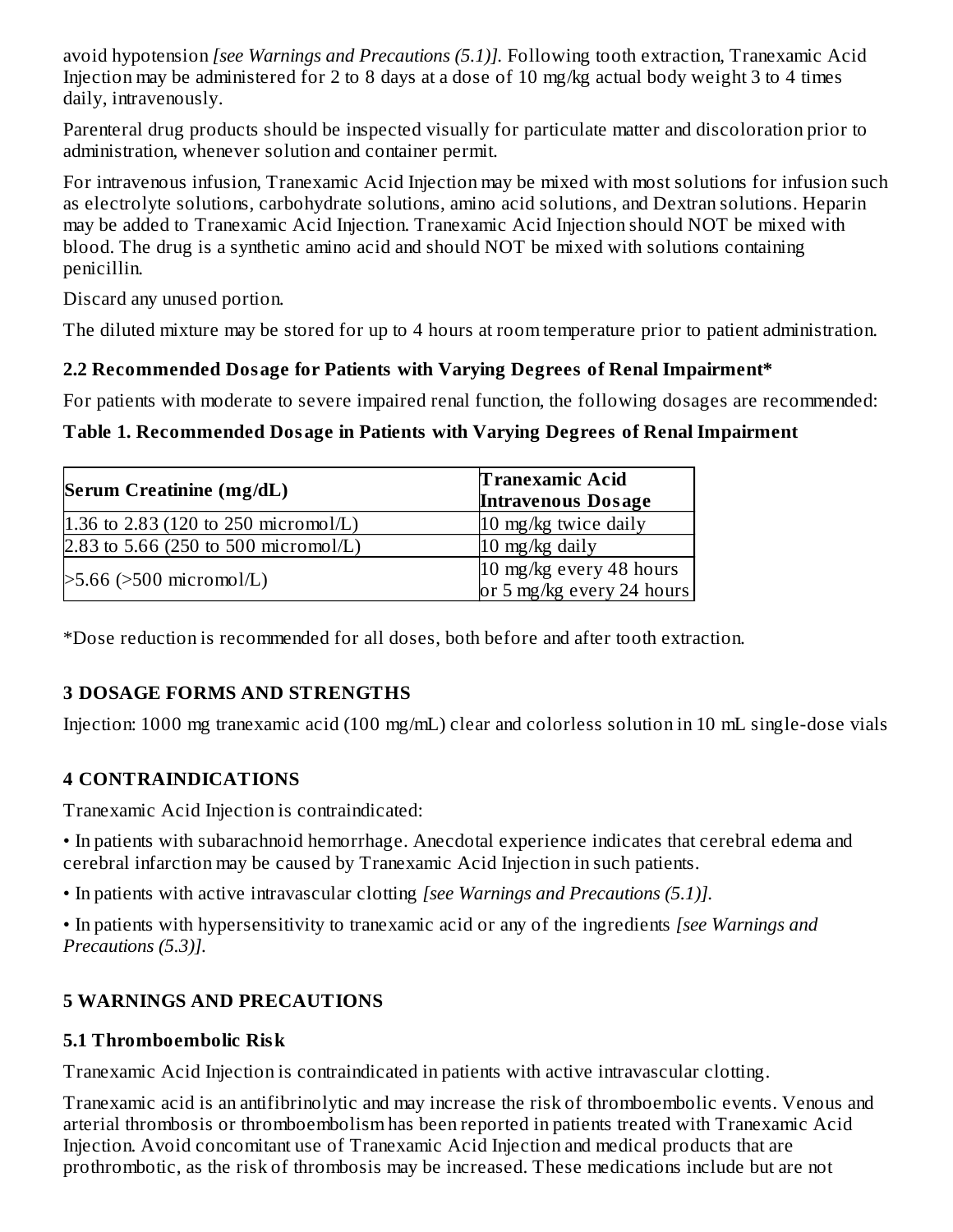avoid hypotension *[see Warnings and Precautions (5.1)]*. Following tooth extraction, Tranexamic Acid Injection may be administered for 2 to 8 days at a dose of 10 mg/kg actual body weight 3 to 4 times daily, intravenously.

Parenteral drug products should be inspected visually for particulate matter and discoloration prior to administration, whenever solution and container permit.

For intravenous infusion, Tranexamic Acid Injection may be mixed with most solutions for infusion such as electrolyte solutions, carbohydrate solutions, amino acid solutions, and Dextran solutions. Heparin may be added to Tranexamic Acid Injection. Tranexamic Acid Injection should NOT be mixed with blood. The drug is a synthetic amino acid and should NOT be mixed with solutions containing penicillin.

Discard any unused portion.

The diluted mixture may be stored for up to 4 hours at room temperature prior to patient administration.

### 2.2 Recommended Dosage for Patients with Varying Degrees of Renal Impairment*

For patients with moderate to severe impaired renal function, the following dosages are recommended:

**Table 1. Recommended Dosage in Patients with Varying Degrees of Renal Impairment**

| Serum Creatinine (mg/dL) | Tranexamic Acid Intravenous Dosage |
|---|---|
| 1.36 to 2.83 (120 to 250 micromol/L) | 10 mg/kg twice daily |
| 2.83 to 5.66 (250 to 500 micromol/L) | 10 mg/kg daily |
| >5.66 (>500 micromol/L) | 10 mg/kg every 48 hours or 5 mg/kg every 24 hours |

*Dose reduction is recommended for all doses, both before and after tooth extraction.

## 3 DOSAGE FORMS AND STRENGTHS

Injection: 1000 mg tranexamic acid (100 mg/mL) clear and colorless solution in 10 mL single-dose vials

## 4 CONTRAINDICATIONS

Tranexamic Acid Injection is contraindicated:

- In patients with subarachnoid hemorrhage. Anecdotal experience indicates that cerebral edema and cerebral infarction may be caused by Tranexamic Acid Injection in such patients.
- In patients with active intravascular clotting *[see Warnings and Precautions (5.1)]*.
- In patients with hypersensitivity to tranexamic acid or any of the ingredients *[see Warnings and Precautions (5.3)]*.

## 5 WARNINGS AND PRECAUTIONS

### 5.1 Thromboembolic Risk

Tranexamic Acid Injection is contraindicated in patients with active intravascular clotting.

Tranexamic acid is an antifibrinolytic and may increase the risk of thromboembolic events. Venous and arterial thrombosis or thromboembolism has been reported in patients treated with Tranexamic Acid Injection. Avoid concomitant use of Tranexamic Acid Injection and medical products that are prothrombotic, as the risk of thrombosis may be increased. These medications include but are not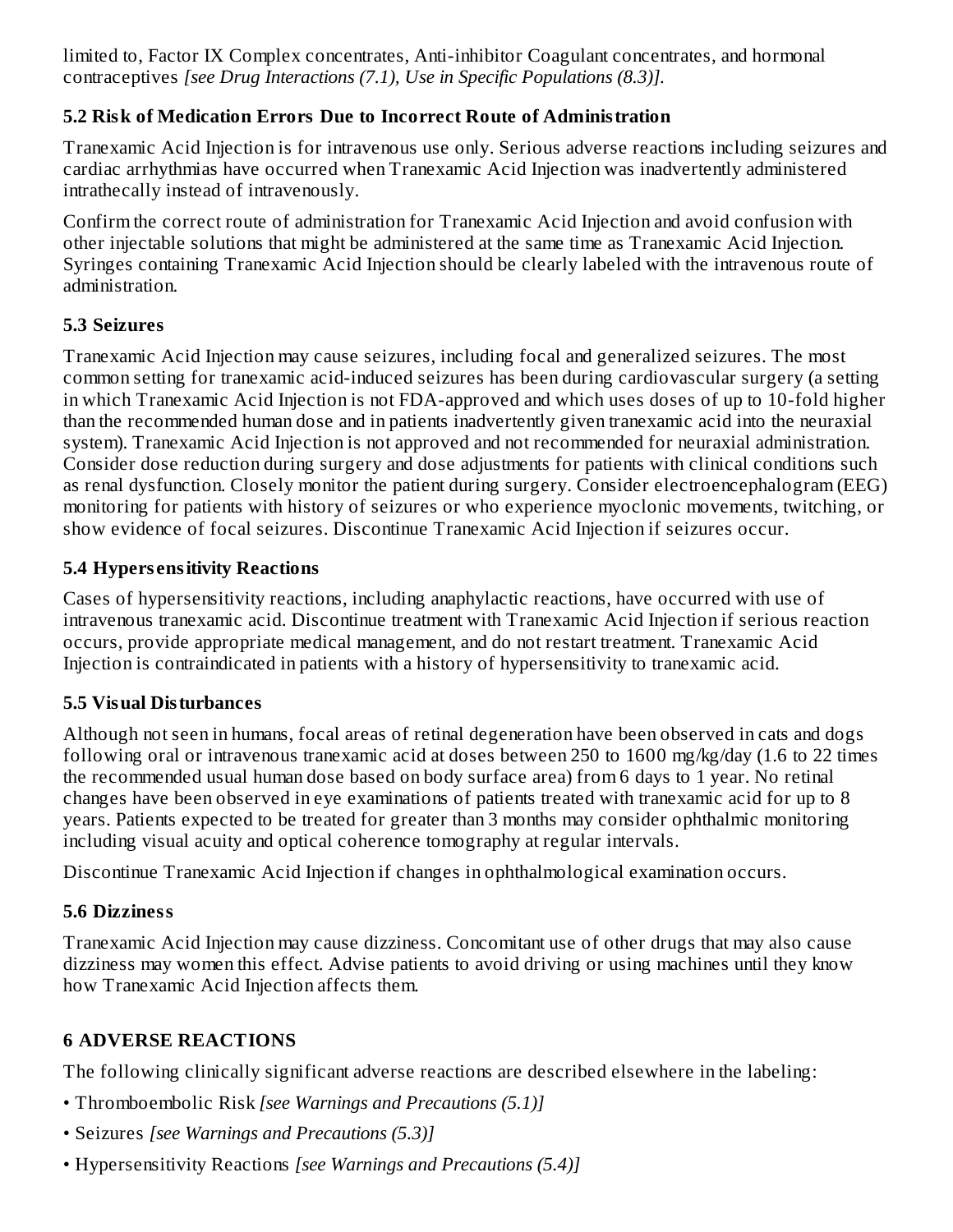limited to, Factor IX Complex concentrates, Anti-inhibitor Coagulant concentrates, and hormonal contraceptives *[see Drug Interactions (7.1), Use in Specific Populations (8.3)]*.

### 5.2 Risk of Medication Errors Due to Incorrect Route of Administration

Tranexamic Acid Injection is for intravenous use only. Serious adverse reactions including seizures and cardiac arrhythmias have occurred when Tranexamic Acid Injection was inadvertently administered intrathecally instead of intravenously.

Confirm the correct route of administration for Tranexamic Acid Injection and avoid confusion with other injectable solutions that might be administered at the same time as Tranexamic Acid Injection. Syringes containing Tranexamic Acid Injection should be clearly labeled with the intravenous route of administration.

### 5.3 Seizures

Tranexamic Acid Injection may cause seizures, including focal and generalized seizures. The most common setting for tranexamic acid-induced seizures has been during cardiovascular surgery (a setting in which Tranexamic Acid Injection is not FDA-approved and which uses doses of up to 10-fold higher than the recommended human dose and in patients inadvertently given tranexamic acid into the neuraxial system). Tranexamic Acid Injection is not approved and not recommended for neuraxial administration. Consider dose reduction during surgery and dose adjustments for patients with clinical conditions such as renal dysfunction. Closely monitor the patient during surgery. Consider electroencephalogram (EEG) monitoring for patients with history of seizures or who experience myoclonic movements, twitching, or show evidence of focal seizures. Discontinue Tranexamic Acid Injection if seizures occur.

### 5.4 Hypersensitivity Reactions

Cases of hypersensitivity reactions, including anaphylactic reactions, have occurred with use of intravenous tranexamic acid. Discontinue treatment with Tranexamic Acid Injection if serious reaction occurs, provide appropriate medical management, and do not restart treatment. Tranexamic Acid Injection is contraindicated in patients with a history of hypersensitivity to tranexamic acid.

### 5.5 Visual Disturbances

Although not seen in humans, focal areas of retinal degeneration have been observed in cats and dogs following oral or intravenous tranexamic acid at doses between 250 to 1600 mg/kg/day (1.6 to 22 times the recommended usual human dose based on body surface area) from 6 days to 1 year. No retinal changes have been observed in eye examinations of patients treated with tranexamic acid for up to 8 years. Patients expected to be treated for greater than 3 months may consider ophthalmic monitoring including visual acuity and optical coherence tomography at regular intervals.

Discontinue Tranexamic Acid Injection if changes in ophthalmological examination occurs.

### 5.6 Dizziness

Tranexamic Acid Injection may cause dizziness. Concomitant use of other drugs that may also cause dizziness may women this effect. Advise patients to avoid driving or using machines until they know how Tranexamic Acid Injection affects them.

## 6 ADVERSE REACTIONS

The following clinically significant adverse reactions are described elsewhere in the labeling:

- Thromboembolic Risk *[see Warnings and Precautions (5.1)]*
- Seizures *[see Warnings and Precautions (5.3)]*
- Hypersensitivity Reactions *[see Warnings and Precautions (5.4)]*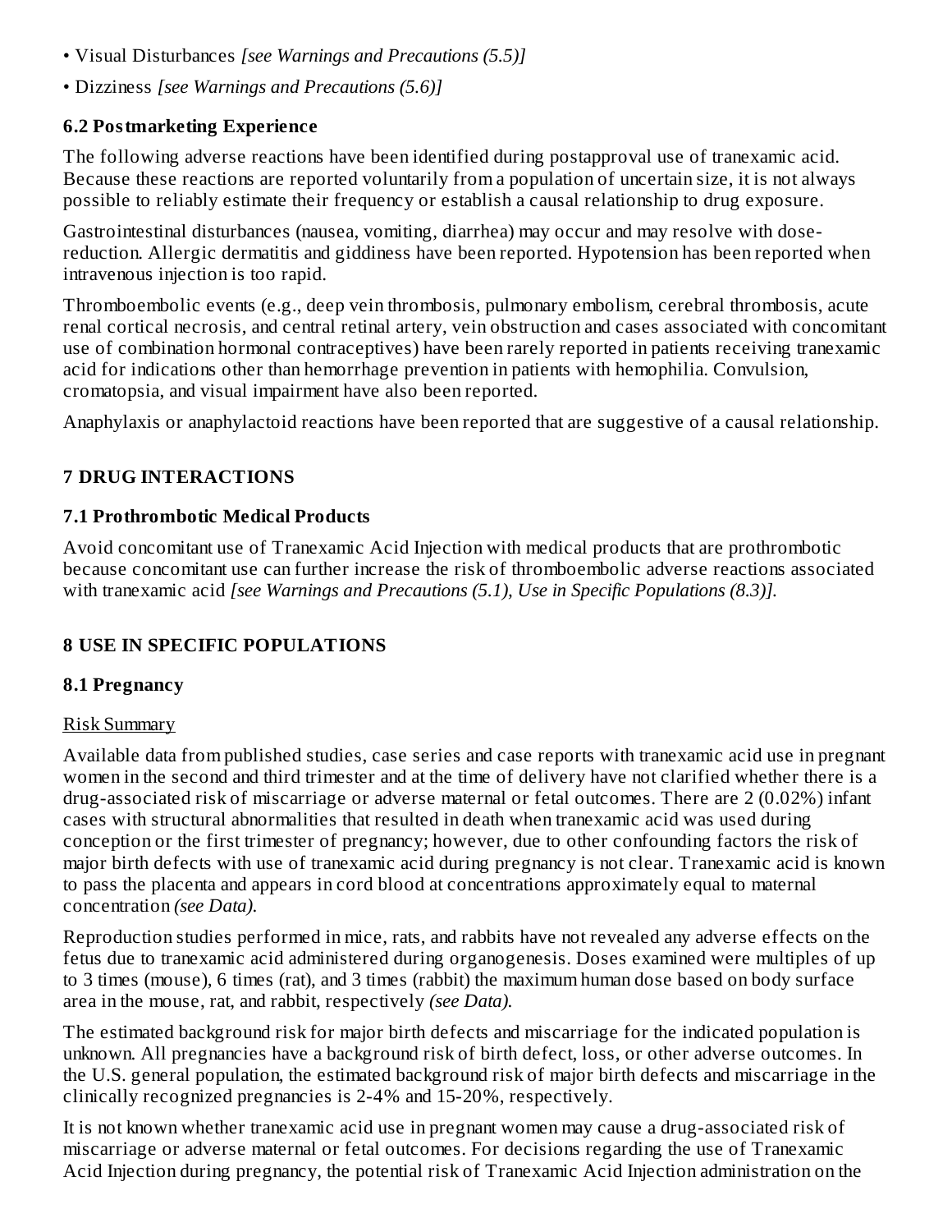- Visual Disturbances *[see Warnings and Precautions (5.5)]*
- Dizziness *[see Warnings and Precautions (5.6)]*

### 6.2 Postmarketing Experience

The following adverse reactions have been identified during postapproval use of tranexamic acid. Because these reactions are reported voluntarily from a population of uncertain size, it is not always possible to reliably estimate their frequency or establish a causal relationship to drug exposure.

Gastrointestinal disturbances (nausea, vomiting, diarrhea) may occur and may resolve with dose-reduction. Allergic dermatitis and giddiness have been reported. Hypotension has been reported when intravenous injection is too rapid.

Thromboembolic events (e.g., deep vein thrombosis, pulmonary embolism, cerebral thrombosis, acute renal cortical necrosis, and central retinal artery, vein obstruction and cases associated with concomitant use of combination hormonal contraceptives) have been rarely reported in patients receiving tranexamic acid for indications other than hemorrhage prevention in patients with hemophilia. Convulsion, cromatopsia, and visual impairment have also been reported.

Anaphylaxis or anaphylactoid reactions have been reported that are suggestive of a causal relationship.

## 7 DRUG INTERACTIONS

### 7.1 Prothrombotic Medical Products

Avoid concomitant use of Tranexamic Acid Injection with medical products that are prothrombotic because concomitant use can further increase the risk of thromboembolic adverse reactions associated with tranexamic acid *[see Warnings and Precautions (5.1), Use in Specific Populations (8.3)]*.

## 8 USE IN SPECIFIC POPULATIONS

### 8.1 Pregnancy

Risk Summary

Available data from published studies, case series and case reports with tranexamic acid use in pregnant women in the second and third trimester and at the time of delivery have not clarified whether there is a drug-associated risk of miscarriage or adverse maternal or fetal outcomes. There are 2 (0.02%) infant cases with structural abnormalities that resulted in death when tranexamic acid was used during conception or the first trimester of pregnancy; however, due to other confounding factors the risk of major birth defects with use of tranexamic acid during pregnancy is not clear. Tranexamic acid is known to pass the placenta and appears in cord blood at concentrations approximately equal to maternal concentration *(see Data)*.

Reproduction studies performed in mice, rats, and rabbits have not revealed any adverse effects on the fetus due to tranexamic acid administered during organogenesis. Doses examined were multiples of up to 3 times (mouse), 6 times (rat), and 3 times (rabbit) the maximum human dose based on body surface area in the mouse, rat, and rabbit, respectively *(see Data)*.

The estimated background risk for major birth defects and miscarriage for the indicated population is unknown. All pregnancies have a background risk of birth defect, loss, or other adverse outcomes. In the U.S. general population, the estimated background risk of major birth defects and miscarriage in the clinically recognized pregnancies is 2-4% and 15-20%, respectively.

It is not known whether tranexamic acid use in pregnant women may cause a drug-associated risk of miscarriage or adverse maternal or fetal outcomes. For decisions regarding the use of Tranexamic Acid Injection during pregnancy, the potential risk of Tranexamic Acid Injection administration on the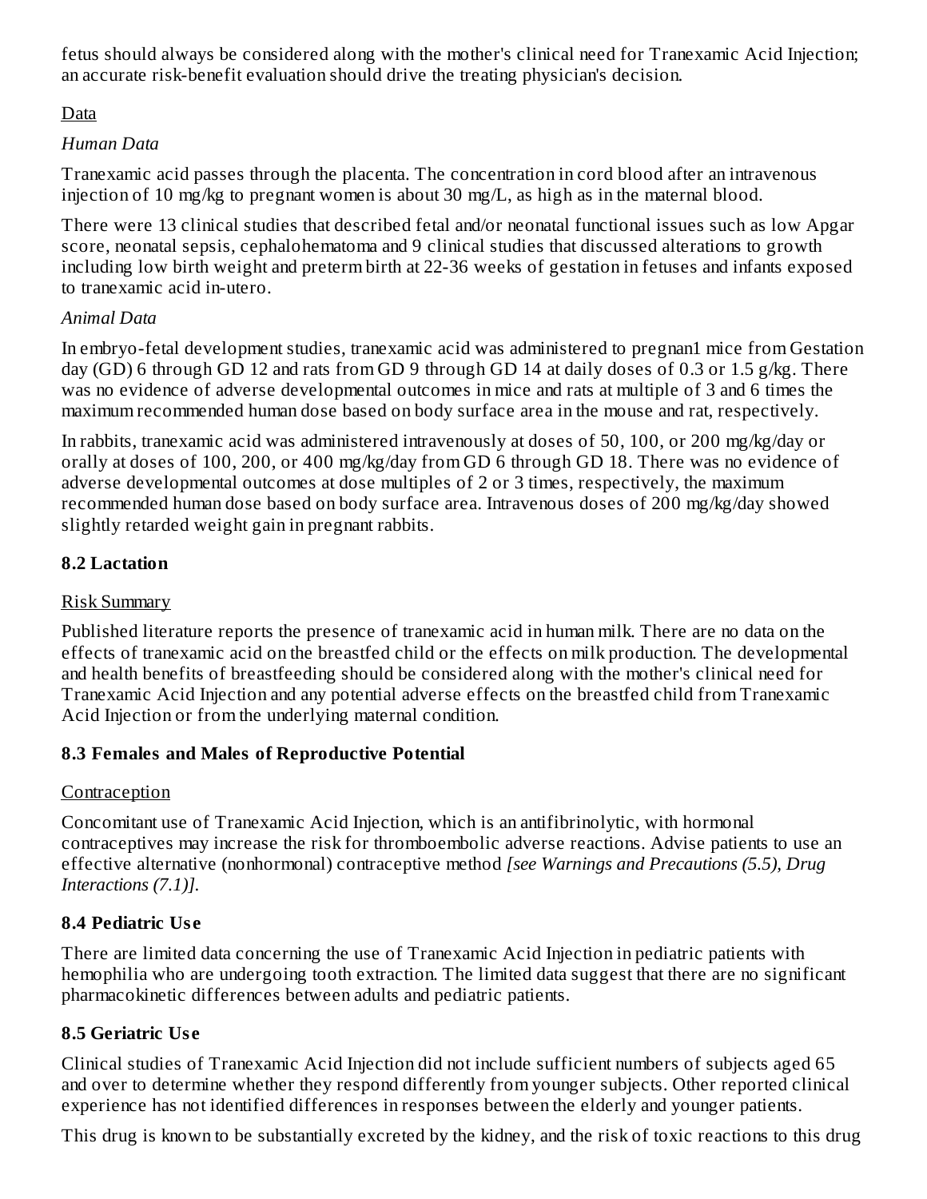fetus should always be considered along with the mother's clinical need for Tranexamic Acid Injection; an accurate risk-benefit evaluation should drive the treating physician's decision.

Data

*Human Data*

Tranexamic acid passes through the placenta. The concentration in cord blood after an intravenous injection of 10 mg/kg to pregnant women is about 30 mg/L, as high as in the maternal blood.

There were 13 clinical studies that described fetal and/or neonatal functional issues such as low Apgar score, neonatal sepsis, cephalohematoma and 9 clinical studies that discussed alterations to growth including low birth weight and preterm birth at 22-36 weeks of gestation in fetuses and infants exposed to tranexamic acid in-utero.

*Animal Data*

In embryo-fetal development studies, tranexamic acid was administered to pregnan1 mice from Gestation day (GD) 6 through GD 12 and rats from GD 9 through GD 14 at daily doses of 0.3 or 1.5 g/kg. There was no evidence of adverse developmental outcomes in mice and rats at multiple of 3 and 6 times the maximum recommended human dose based on body surface area in the mouse and rat, respectively.

In rabbits, tranexamic acid was administered intravenously at doses of 50, 100, or 200 mg/kg/day or orally at doses of 100, 200, or 400 mg/kg/day from GD 6 through GD 18. There was no evidence of adverse developmental outcomes at dose multiples of 2 or 3 times, respectively, the maximum recommended human dose based on body surface area. Intravenous doses of 200 mg/kg/day showed slightly retarded weight gain in pregnant rabbits.

### 8.2 Lactation

Risk Summary

Published literature reports the presence of tranexamic acid in human milk. There are no data on the effects of tranexamic acid on the breastfed child or the effects on milk production. The developmental and health benefits of breastfeeding should be considered along with the mother's clinical need for Tranexamic Acid Injection and any potential adverse effects on the breastfed child from Tranexamic Acid Injection or from the underlying maternal condition.

### 8.3 Females and Males of Reproductive Potential

Contraception

Concomitant use of Tranexamic Acid Injection, which is an antifibrinolytic, with hormonal contraceptives may increase the risk for thromboembolic adverse reactions. Advise patients to use an effective alternative (nonhormonal) contraceptive method *[see Warnings and Precautions (5.5), Drug Interactions (7.1)]*.

### 8.4 Pediatric Use

There are limited data concerning the use of Tranexamic Acid Injection in pediatric patients with hemophilia who are undergoing tooth extraction. The limited data suggest that there are no significant pharmacokinetic differences between adults and pediatric patients.

### 8.5 Geriatric Use

Clinical studies of Tranexamic Acid Injection did not include sufficient numbers of subjects aged 65 and over to determine whether they respond differently from younger subjects. Other reported clinical experience has not identified differences in responses between the elderly and younger patients.

This drug is known to be substantially excreted by the kidney, and the risk of toxic reactions to this drug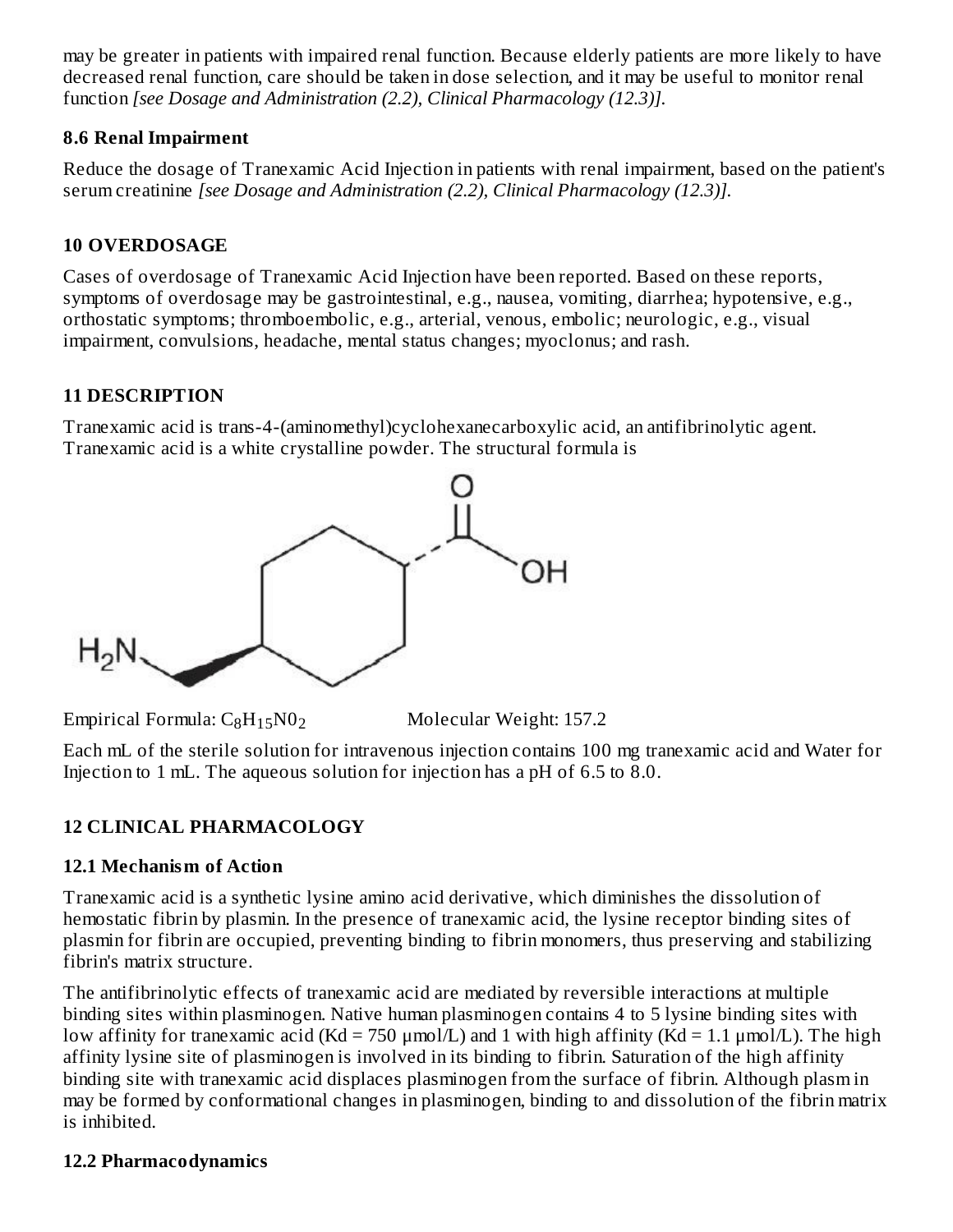may be greater in patients with impaired renal function. Because elderly patients are more likely to have decreased renal function, care should be taken in dose selection, and it may be useful to monitor renal function *[see Dosage and Administration (2.2), Clinical Pharmacology (12.3)].*

### 8.6 Renal Impairment

Reduce the dosage of Tranexamic Acid Injection in patients with renal impairment, based on the patient's serum creatinine *[see Dosage and Administration (2.2), Clinical Pharmacology (12.3)].*

## 10 OVERDOSAGE

Cases of overdosage of Tranexamic Acid Injection have been reported. Based on these reports, symptoms of overdosage may be gastrointestinal, e.g., nausea, vomiting, diarrhea; hypotensive, e.g., orthostatic symptoms; thromboembolic, e.g., arterial, venous, embolic; neurologic, e.g., visual impairment, convulsions, headache, mental status changes; myoclonus; and rash.

## 11 DESCRIPTION

Tranexamic acid is trans-4-(aminomethyl)cyclohexanecarboxylic acid, an antifibrinolytic agent. Tranexamic acid is a white crystalline powder. The structural formula is

Empirical Formula: $C_8H_{15}NO_2$ Molecular Weight: 157.2

Each mL of the sterile solution for intravenous injection contains 100 mg tranexamic acid and Water for Injection to 1 mL. The aqueous solution for injection has a pH of 6.5 to 8.0.

## 12 CLINICAL PHARMACOLOGY

### 12.1 Mechanism of Action

Tranexamic acid is a synthetic lysine amino acid derivative, which diminishes the dissolution of hemostatic fibrin by plasmin. In the presence of tranexamic acid, the lysine receptor binding sites of plasmin for fibrin are occupied, preventing binding to fibrin monomers, thus preserving and stabilizing fibrin's matrix structure.

The antifibrinolytic effects of tranexamic acid are mediated by reversible interactions at multiple binding sites within plasminogen. Native human plasminogen contains 4 to 5 lysine binding sites with low affinity for tranexamic acid (Kd = 750 µmol/L) and 1 with high affinity (Kd = 1.1 µmol/L). The high affinity lysine site of plasminogen is involved in its binding to fibrin. Saturation of the high affinity binding site with tranexamic acid displaces plasminogen from the surface of fibrin. Although plasmin may be formed by conformational changes in plasminogen, binding to and dissolution of the fibrin matrix is inhibited.

### 12.2 Pharmacodynamics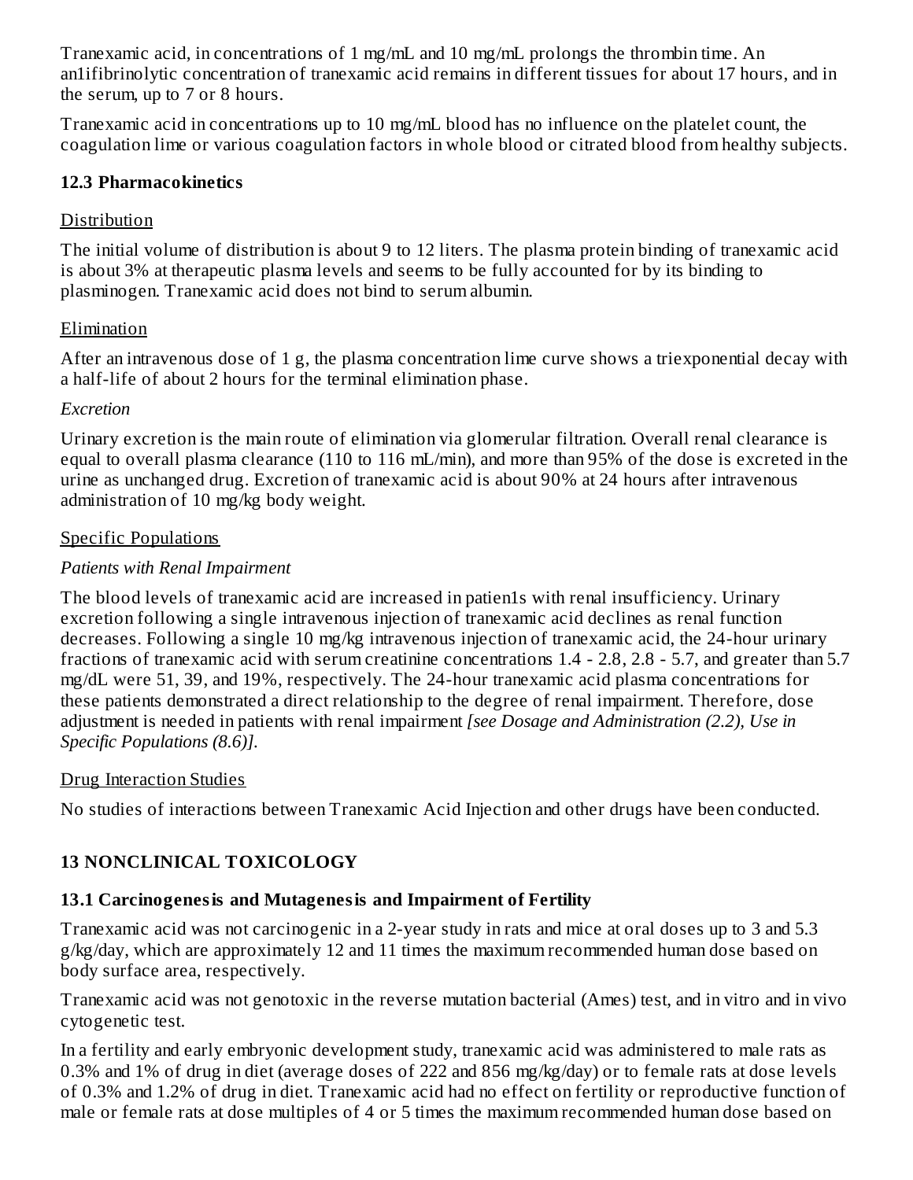Tranexamic acid, in concentrations of 1 mg/mL and 10 mg/mL prolongs the thrombin time. An an1ifibrinolytic concentration of tranexamic acid remains in different tissues for about 17 hours, and in the serum, up to 7 or 8 hours.

Tranexamic acid in concentrations up to 10 mg/mL blood has no influence on the platelet count, the coagulation lime or various coagulation factors in whole blood or citrated blood from healthy subjects.

### 12.3 Pharmacokinetics

Distribution

The initial volume of distribution is about 9 to 12 liters. The plasma protein binding of tranexamic acid is about 3% at therapeutic plasma levels and seems to be fully accounted for by its binding to plasminogen. Tranexamic acid does not bind to serum albumin.

Elimination

After an intravenous dose of 1 g, the plasma concentration lime curve shows a triexponential decay with a half-life of about 2 hours for the terminal elimination phase.

*Excretion*

Urinary excretion is the main route of elimination via glomerular filtration. Overall renal clearance is equal to overall plasma clearance (110 to 116 mL/min), and more than 95% of the dose is excreted in the urine as unchanged drug. Excretion of tranexamic acid is about 90% at 24 hours after intravenous administration of 10 mg/kg body weight.

Specific Populations

*Patients with Renal Impairment*

The blood levels of tranexamic acid are increased in patien1s with renal insufficiency. Urinary excretion following a single intravenous injection of tranexamic acid declines as renal function decreases. Following a single 10 mg/kg intravenous injection of tranexamic acid, the 24-hour urinary fractions of tranexamic acid with serum creatinine concentrations 1.4 - 2.8, 2.8 - 5.7, and greater than 5.7 mg/dL were 51, 39, and 19%, respectively. The 24-hour tranexamic acid plasma concentrations for these patients demonstrated a direct relationship to the degree of renal impairment. Therefore, dose adjustment is needed in patients with renal impairment *[see Dosage and Administration (2.2), Use in Specific Populations (8.6)].*

Drug Interaction Studies

No studies of interactions between Tranexamic Acid Injection and other drugs have been conducted.

## 13 NONCLINICAL TOXICOLOGY

### 13.1 Carcinogenesis and Mutagenesis and Impairment of Fertility

Tranexamic acid was not carcinogenic in a 2-year study in rats and mice at oral doses up to 3 and 5.3 g/kg/day, which are approximately 12 and 11 times the maximum recommended human dose based on body surface area, respectively.

Tranexamic acid was not genotoxic in the reverse mutation bacterial (Ames) test, and in vitro and in vivo cytogenetic test.

In a fertility and early embryonic development study, tranexamic acid was administered to male rats as 0.3% and 1% of drug in diet (average doses of 222 and 856 mg/kg/day) or to female rats at dose levels of 0.3% and 1.2% of drug in diet. Tranexamic acid had no effect on fertility or reproductive function of male or female rats at dose multiples of 4 or 5 times the maximum recommended human dose based on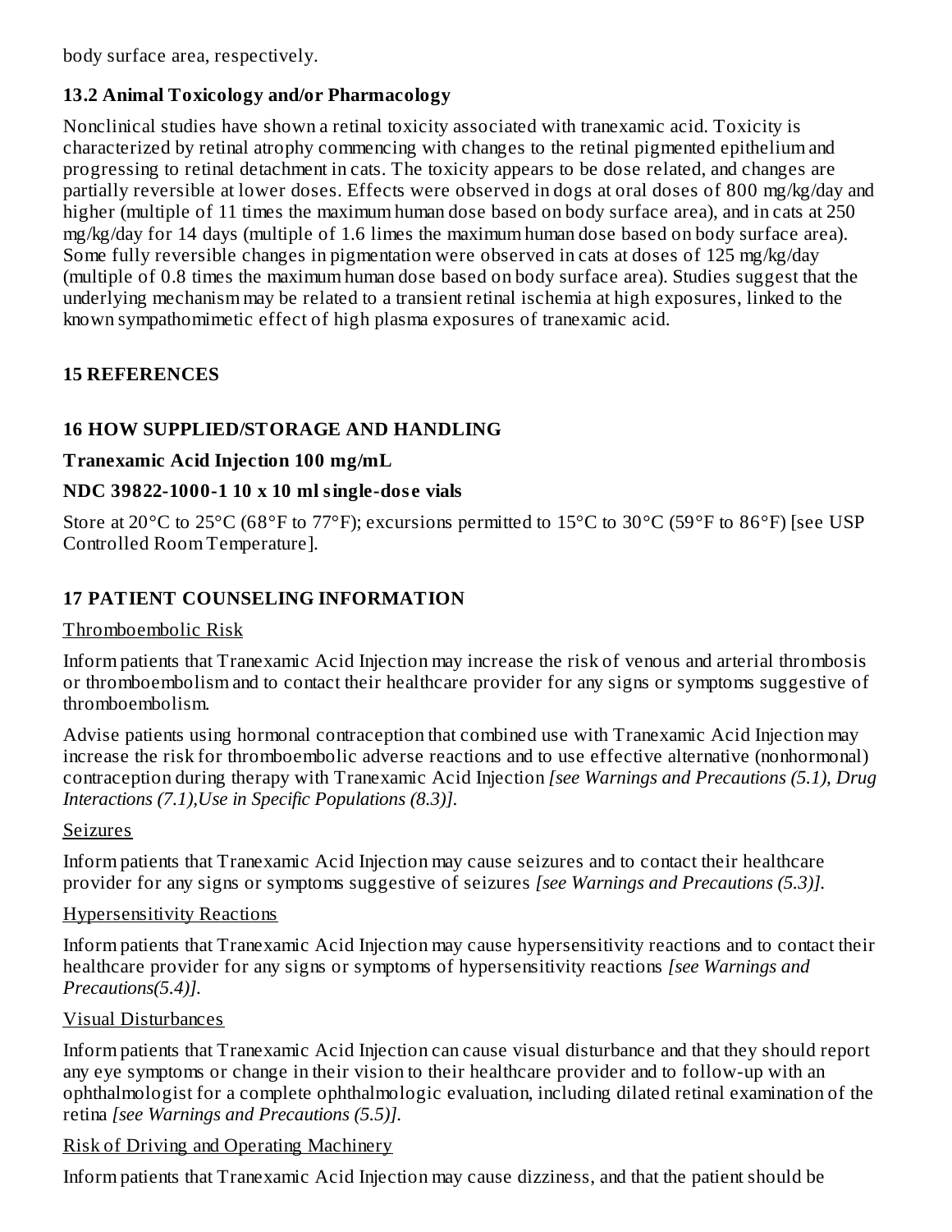body surface area, respectively.

## 13.2 Animal Toxicology and/or Pharmacology

Nonclinical studies have shown a retinal toxicity associated with tranexamic acid. Toxicity is characterized by retinal atrophy commencing with changes to the retinal pigmented epithelium and progressing to retinal detachment in cats. The toxicity appears to be dose related, and changes are partially reversible at lower doses. Effects were observed in dogs at oral doses of 800 mg/kg/day and higher (multiple of 11 times the maximum human dose based on body surface area), and in cats at 250 mg/kg/day for 14 days (multiple of 1.6 limes the maximum human dose based on body surface area). Some fully reversible changes in pigmentation were observed in cats at doses of 125 mg/kg/day (multiple of 0.8 times the maximum human dose based on body surface area). Studies suggest that the underlying mechanism may be related to a transient retinal ischemia at high exposures, linked to the known sympathomimetic effect of high plasma exposures of tranexamic acid.

# 15 REFERENCES

# 16 HOW SUPPLIED/STORAGE AND HANDLING

**Tranexamic Acid Injection 100 mg/mL**

**NDC 39822-1000-1 10 x 10 ml single-dose vials**

Store at 20°C to 25°C (68°F to 77°F); excursions permitted to 15°C to 30°C (59°F to 86°F) [see USP Controlled Room Temperature].

# 17 PATIENT COUNSELING INFORMATION

Thromboembolic Risk

Inform patients that Tranexamic Acid Injection may increase the risk of venous and arterial thrombosis or thromboembolism and to contact their healthcare provider for any signs or symptoms suggestive of thromboembolism.

Advise patients using hormonal contraception that combined use with Tranexamic Acid Injection may increase the risk for thromboembolic adverse reactions and to use effective alternative (nonhormonal) contraception during therapy with Tranexamic Acid Injection *[see Warnings and Precautions (5.1), Drug Interactions (7.1),Use in Specific Populations (8.3)].*

Seizures

Inform patients that Tranexamic Acid Injection may cause seizures and to contact their healthcare provider for any signs or symptoms suggestive of seizures *[see Warnings and Precautions (5.3)].*

Hypersensitivity Reactions

Inform patients that Tranexamic Acid Injection may cause hypersensitivity reactions and to contact their healthcare provider for any signs or symptoms of hypersensitivity reactions *[see Warnings and Precautions(5.4)].*

Visual Disturbances

Inform patients that Tranexamic Acid Injection can cause visual disturbance and that they should report any eye symptoms or change in their vision to their healthcare provider and to follow-up with an ophthalmologist for a complete ophthalmologic evaluation, including dilated retinal examination of the retina *[see Warnings and Precautions (5.5)].*

Risk of Driving and Operating Machinery

Inform patients that Tranexamic Acid Injection may cause dizziness, and that the patient should be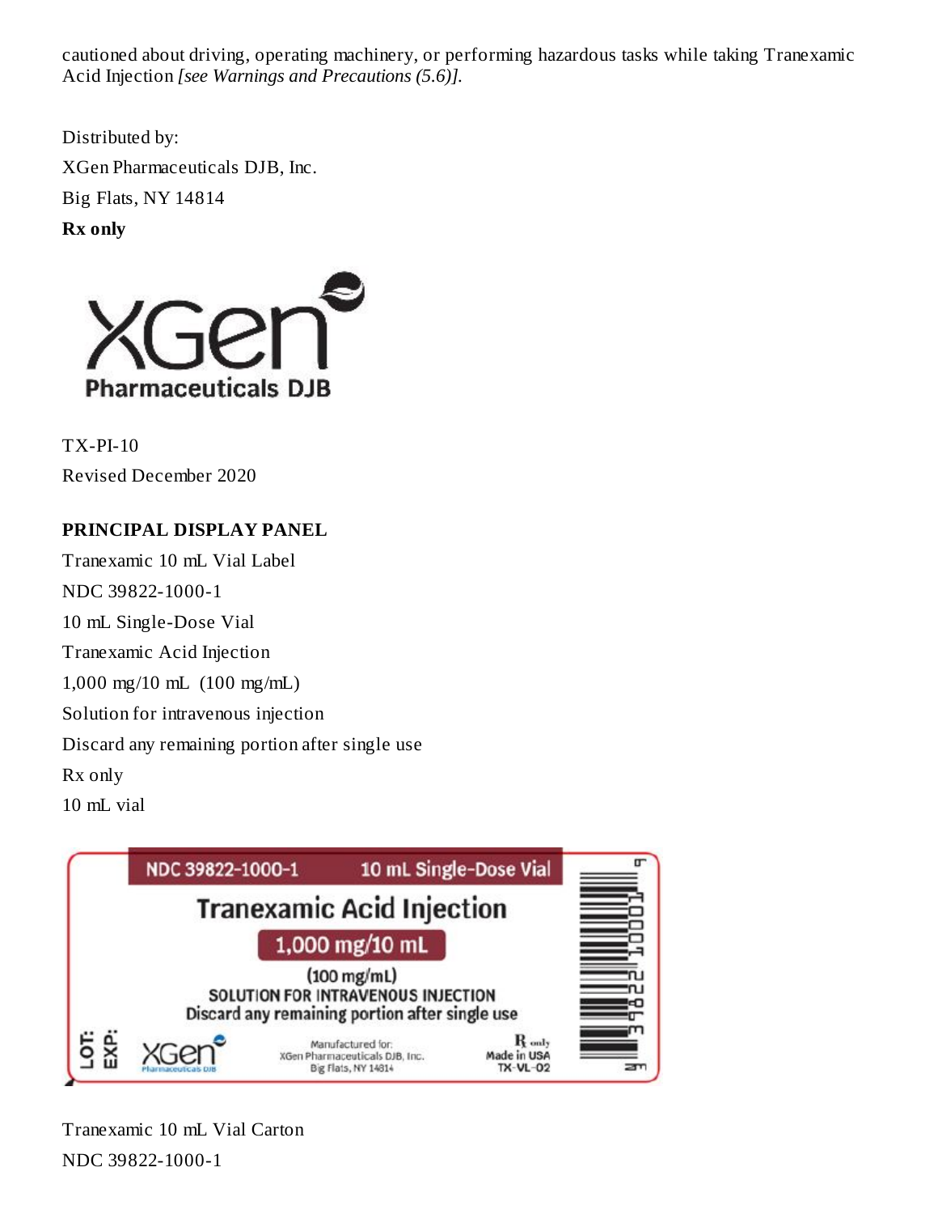cautioned about driving, operating machinery, or performing hazardous tasks while taking Tranexamic Acid Injection *[see Warnings and Precautions (5.6)].*

Distributed by:

XGen Pharmaceuticals DJB, Inc.

Big Flats, NY 14814

**Rx only**

TX-PI-10

Revised December 2020

**PRINCIPAL DISPLAY PANEL**

Tranexamic 10 mL Vial Label

NDC 39822-1000-1

10 mL Single-Dose Vial

Tranexamic Acid Injection

1,000 mg/10 mL (100 mg/mL)

Solution for intravenous injection

Discard any remaining portion after single use

Rx only

10 mL vial

Tranexamic 10 mL Vial Carton

NDC 39822-1000-1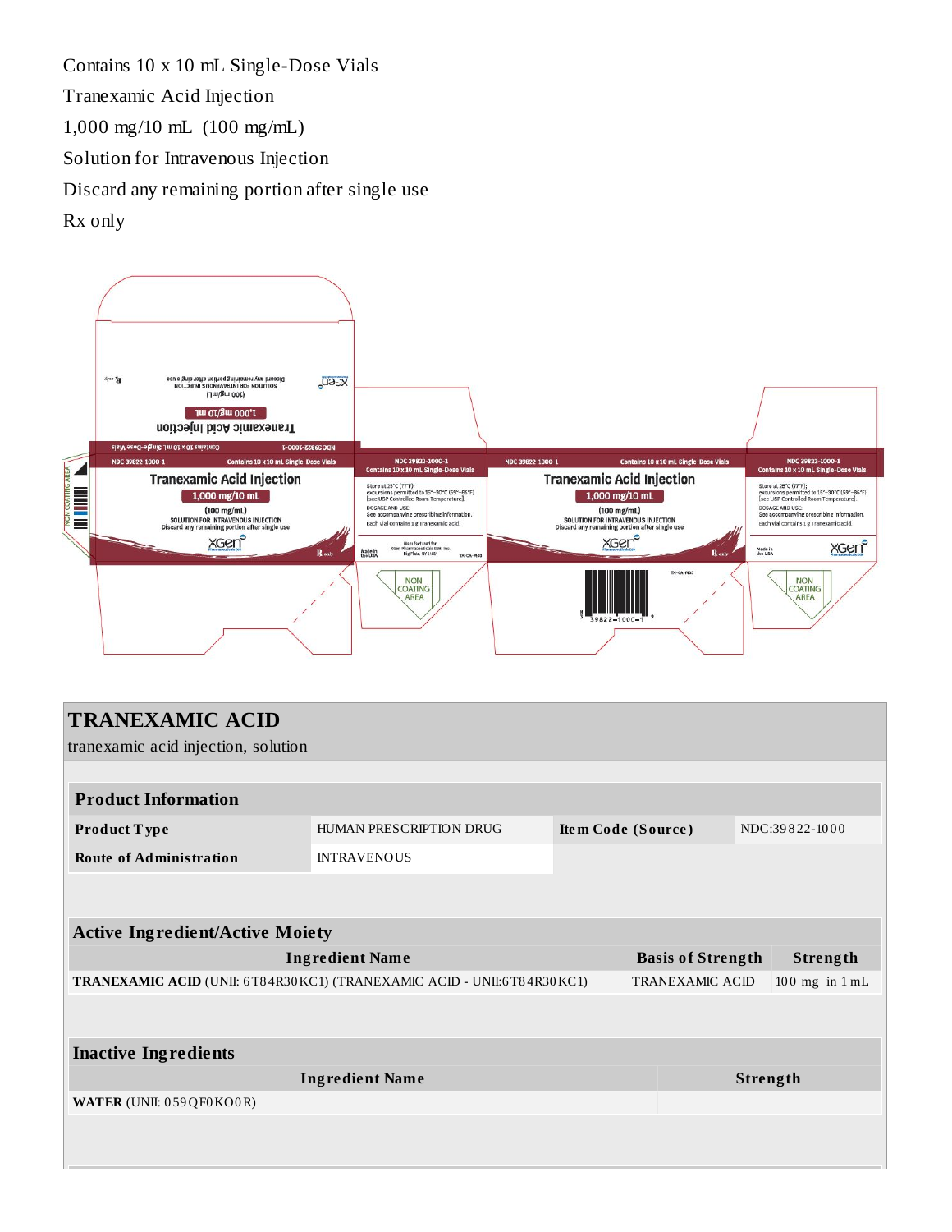Contains 10 x 10 mL Single-Dose Vials

Tranexamic Acid Injection

1,000 mg/10 mL (100 mg/mL)

Solution for Intravenous Injection

Discard any remaining portion after single use

Rx only

## TRANEXAMIC ACID

tranexamic acid injection, solution

| Product Information | | | |
|---|---|---|---|
| **Product Type** | HUMAN PRESCRIPTION DRUG | **Item Code (Source)** | NDC:39822-1000 |
| **Route of Administration** | INTRAVENOUS | | |

| Active Ingredient/Active Moiety | | |
|---|---|---|
| **Ingredient Name** | **Basis of Strength** | **Strength** |
| **TRANEXAMIC ACID** (UNII: 6T84R30KC1) (TRANEXAMIC ACID - UNII:6T84R30KC1) | TRANEXAMIC ACID | 100 mg in 1 mL |

| Inactive Ingredients | |
|---|---|
| **Ingredient Name** | **Strength** |
| **WATER** (UNII: 059QF0KO0R) | |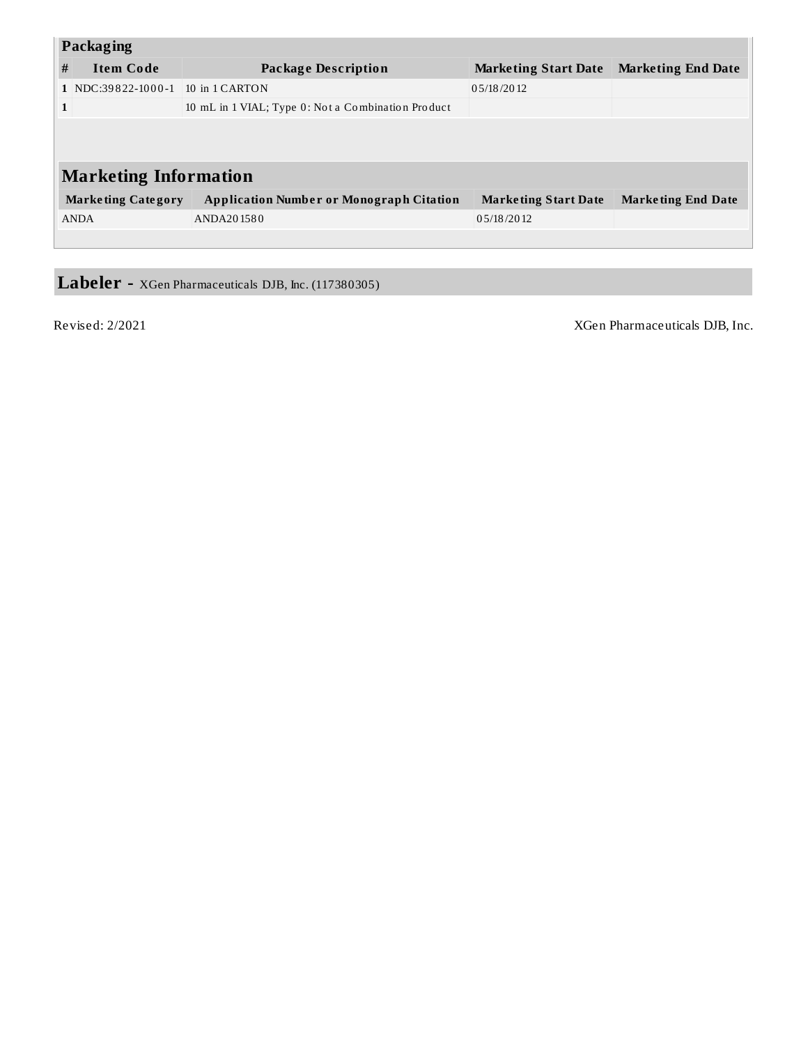### Packaging

| # | Item Code | Package Description | Marketing Start Date | Marketing End Date |
|---|---|---|---|---|
| 1 | NDC:39822-1000-1 | 10 in 1 CARTON | 05/18/2012 | |
| 1 | | 10 mL in 1 VIAL; Type 0: Not a Combination Product | | |

### Marketing Information

| Marketing Category | Application Number or Monograph Citation | Marketing Start Date | Marketing End Date |
|---|---|---|---|
| ANDA | ANDA201580 | 05/18/2012 | |

## Labeler - XGen Pharmaceuticals DJB, Inc. (117380305)

Revised: 2/2021

XGen Pharmaceuticals DJB, Inc.